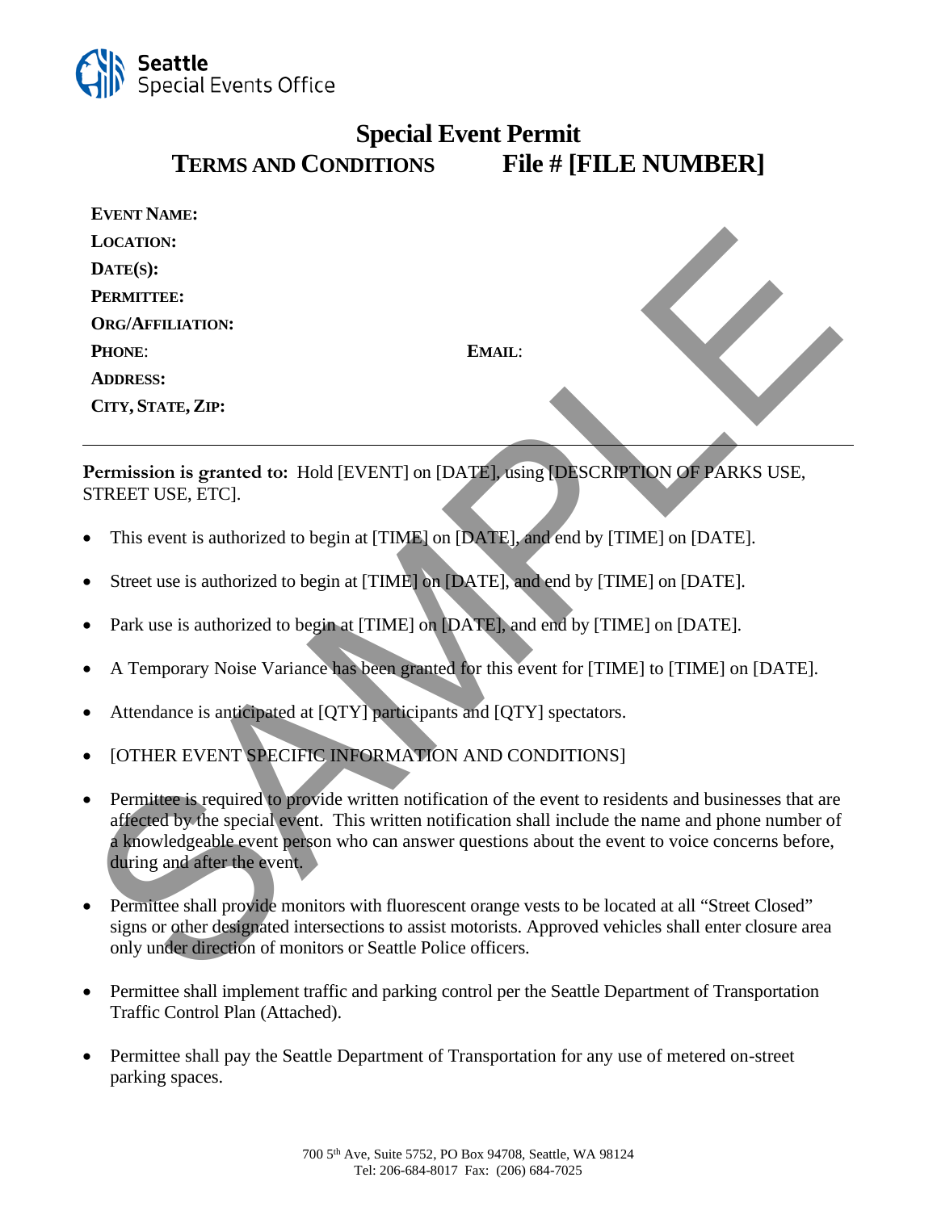Seattle
Special Events Office

# Special Event Permit

## TERMS AND CONDITIONS File # [FILE NUMBER]

**EVENT NAME:**
**LOCATION:**
**DATE(S):**
**PERMITTEE:**
**ORG/AFFILIATION:**
**PHONE**: **EMAIL**:
**ADDRESS:**
**CITY, STATE, ZIP:**

---

**Permission is granted to:** Hold [EVENT] on [DATE], using [DESCRIPTION OF PARKS USE, STREET USE, ETC].

- This event is authorized to begin at [TIME] on [DATE], and end by [TIME] on [DATE].
- Street use is authorized to begin at [TIME] on [DATE], and end by [TIME] on [DATE].
- Park use is authorized to begin at [TIME] on [DATE], and end by [TIME] on [DATE].
- A Temporary Noise Variance has been granted for this event for [TIME] to [TIME] on [DATE].
- Attendance is anticipated at [QTY] participants and [QTY] spectators.
- [OTHER EVENT SPECIFIC INFORMATION AND CONDITIONS]
- Permittee is required to provide written notification of the event to residents and businesses that are affected by the special event. This written notification shall include the name and phone number of a knowledgeable event person who can answer questions about the event to voice concerns before, during and after the event.
- Permittee shall provide monitors with fluorescent orange vests to be located at all "Street Closed" signs or other designated intersections to assist motorists. Approved vehicles shall enter closure area only under direction of monitors or Seattle Police officers.
- Permittee shall implement traffic and parking control per the Seattle Department of Transportation Traffic Control Plan (Attached).
- Permittee shall pay the Seattle Department of Transportation for any use of metered on-street parking spaces.

SAMPLE

700 5th Ave, Suite 5752, PO Box 94708, Seattle, WA 98124
Tel: 206-684-8017 Fax: (206) 684-7025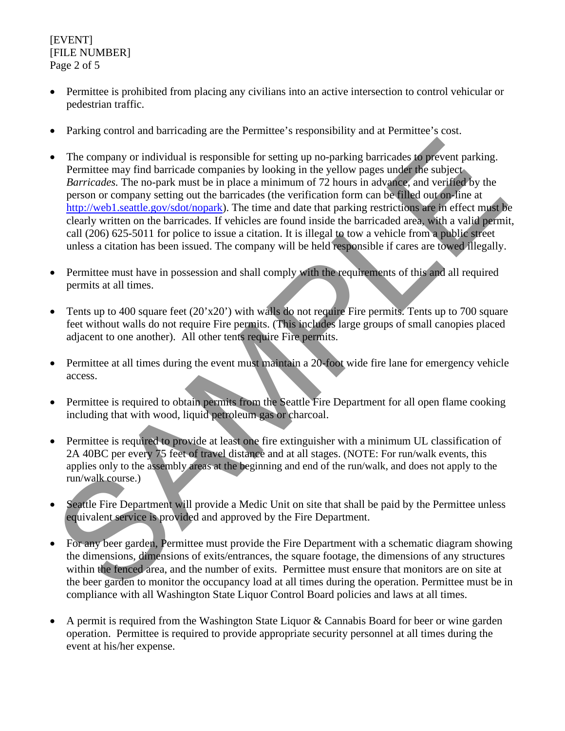- Permittee is prohibited from placing any civilians into an active intersection to control vehicular or pedestrian traffic.

- Parking control and barricading are the Permittee's responsibility and at Permittee's cost.

- The company or individual is responsible for setting up no-parking barricades to prevent parking. Permittee may find barricade companies by looking in the yellow pages under the subject *Barricades.* The no-park must be in place a minimum of 72 hours in advance, and verified by the person or company setting out the barricades (the verification form can be filled out on-line at [http://web1.seattle.gov/sdot/nopark](http://web1.seattle.gov/sdot/nopark)). The time and date that parking restrictions are in effect must be clearly written on the barricades. If vehicles are found inside the barricaded area, with a valid permit, call (206) 625-5011 for police to issue a citation. It is illegal to tow a vehicle from a public street unless a citation has been issued. The company will be held responsible if cares are towed illegally.

- Permittee must have in possession and shall comply with the requirements of this and all required permits at all times.

- Tents up to 400 square feet (20'x20') with walls do not require Fire permits. Tents up to 700 square feet without walls do not require Fire permits. (This includes large groups of small canopies placed adjacent to one another). All other tents require Fire permits.

- Permittee at all times during the event must maintain a 20-foot wide fire lane for emergency vehicle access.

- Permittee is required to obtain permits from the Seattle Fire Department for all open flame cooking including that with wood, liquid petroleum gas or charcoal.

- Permittee is required to provide at least one fire extinguisher with a minimum UL classification of 2A 40BC per every 75 feet of travel distance and at all stages. (NOTE: For run/walk events, this applies only to the assembly areas at the beginning and end of the run/walk, and does not apply to the run/walk course.)

- Seattle Fire Department will provide a Medic Unit on site that shall be paid by the Permittee unless equivalent service is provided and approved by the Fire Department.

- For any beer garden, Permittee must provide the Fire Department with a schematic diagram showing the dimensions, dimensions of exits/entrances, the square footage, the dimensions of any structures within the fenced area, and the number of exits. Permittee must ensure that monitors are on site at the beer garden to monitor the occupancy load at all times during the operation. Permittee must be in compliance with all Washington State Liquor Control Board policies and laws at all times.

- A permit is required from the Washington State Liquor & Cannabis Board for beer or wine garden operation. Permittee is required to provide appropriate security personnel at all times during the event at his/her expense.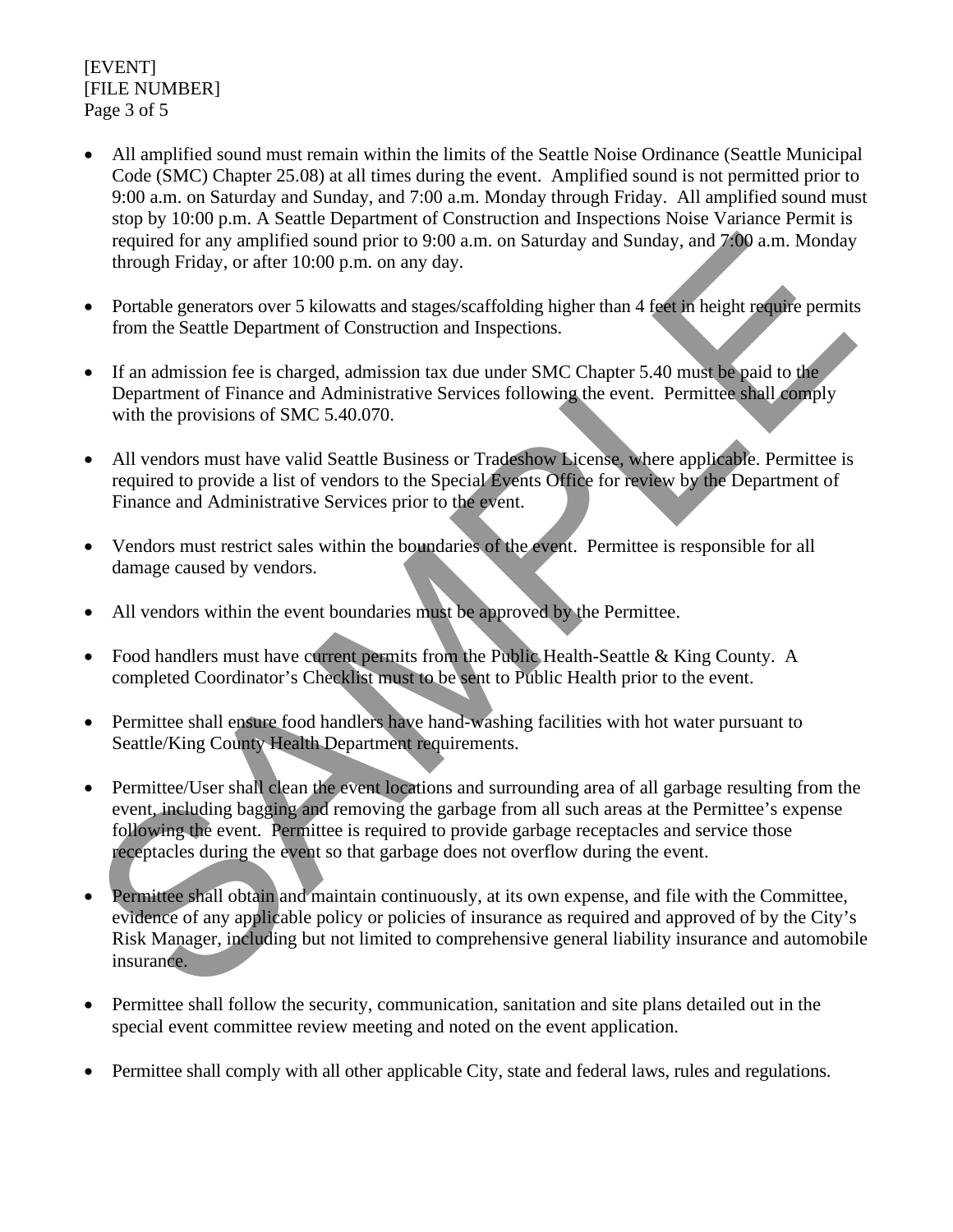- All amplified sound must remain within the limits of the Seattle Noise Ordinance (Seattle Municipal Code (SMC) Chapter 25.08) at all times during the event. Amplified sound is not permitted prior to 9:00 a.m. on Saturday and Sunday, and 7:00 a.m. Monday through Friday. All amplified sound must stop by 10:00 p.m. A Seattle Department of Construction and Inspections Noise Variance Permit is required for any amplified sound prior to 9:00 a.m. on Saturday and Sunday, and 7:00 a.m. Monday through Friday, or after 10:00 p.m. on any day.

- Portable generators over 5 kilowatts and stages/scaffolding higher than 4 feet in height require permits from the Seattle Department of Construction and Inspections.

- If an admission fee is charged, admission tax due under SMC Chapter 5.40 must be paid to the Department of Finance and Administrative Services following the event. Permittee shall comply with the provisions of SMC 5.40.070.

- All vendors must have valid Seattle Business or Tradeshow License, where applicable. Permittee is required to provide a list of vendors to the Special Events Office for review by the Department of Finance and Administrative Services prior to the event.

- Vendors must restrict sales within the boundaries of the event. Permittee is responsible for all damage caused by vendors.

- All vendors within the event boundaries must be approved by the Permittee.

- Food handlers must have current permits from the Public Health-Seattle & King County. A completed Coordinator's Checklist must to be sent to Public Health prior to the event.

- Permittee shall ensure food handlers have hand-washing facilities with hot water pursuant to Seattle/King County Health Department requirements.

- Permittee/User shall clean the event locations and surrounding area of all garbage resulting from the event, including bagging and removing the garbage from all such areas at the Permittee's expense following the event. Permittee is required to provide garbage receptacles and service those receptacles during the event so that garbage does not overflow during the event.

- Permittee shall obtain and maintain continuously, at its own expense, and file with the Committee, evidence of any applicable policy or policies of insurance as required and approved of by the City's Risk Manager, including but not limited to comprehensive general liability insurance and automobile insurance.

- Permittee shall follow the security, communication, sanitation and site plans detailed out in the special event committee review meeting and noted on the event application.

- Permittee shall comply with all other applicable City, state and federal laws, rules and regulations.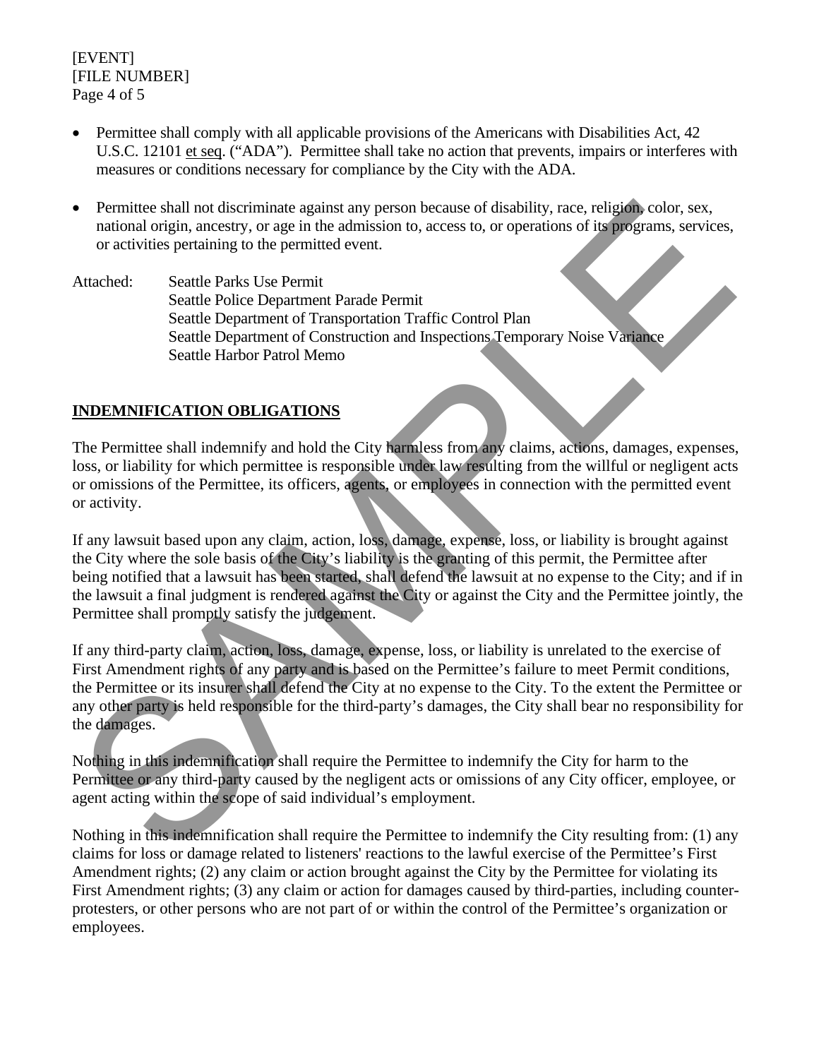- Permittee shall comply with all applicable provisions of the Americans with Disabilities Act, 42 U.S.C. 12101 et seq. ("ADA"). Permittee shall take no action that prevents, impairs or interferes with measures or conditions necessary for compliance by the City with the ADA.

- Permittee shall not discriminate against any person because of disability, race, religion, color, sex, national origin, ancestry, or age in the admission to, access to, or operations of its programs, services, or activities pertaining to the permitted event.

Attached: Seattle Parks Use Permit
Seattle Police Department Parade Permit
Seattle Department of Transportation Traffic Control Plan
Seattle Department of Construction and Inspections Temporary Noise Variance
Seattle Harbor Patrol Memo

## INDEMNIFICATION OBLIGATIONS

The Permittee shall indemnify and hold the City harmless from any claims, actions, damages, expenses, loss, or liability for which permittee is responsible under law resulting from the willful or negligent acts or omissions of the Permittee, its officers, agents, or employees in connection with the permitted event or activity.

If any lawsuit based upon any claim, action, loss, damage, expense, loss, or liability is brought against the City where the sole basis of the City's liability is the granting of this permit, the Permittee after being notified that a lawsuit has been started, shall defend the lawsuit at no expense to the City; and if in the lawsuit a final judgment is rendered against the City or against the City and the Permittee jointly, the Permittee shall promptly satisfy the judgement.

If any third-party claim, action, loss, damage, expense, loss, or liability is unrelated to the exercise of First Amendment rights of any party and is based on the Permittee's failure to meet Permit conditions, the Permittee or its insurer shall defend the City at no expense to the City. To the extent the Permittee or any other party is held responsible for the third-party's damages, the City shall bear no responsibility for the damages.

Nothing in this indemnification shall require the Permittee to indemnify the City for harm to the Permittee or any third-party caused by the negligent acts or omissions of any City officer, employee, or agent acting within the scope of said individual's employment.

Nothing in this indemnification shall require the Permittee to indemnify the City resulting from: (1) any claims for loss or damage related to listeners' reactions to the lawful exercise of the Permittee's First Amendment rights; (2) any claim or action brought against the City by the Permittee for violating its First Amendment rights; (3) any claim or action for damages caused by third-parties, including counter-protesters, or other persons who are not part of or within the control of the Permittee's organization or employees.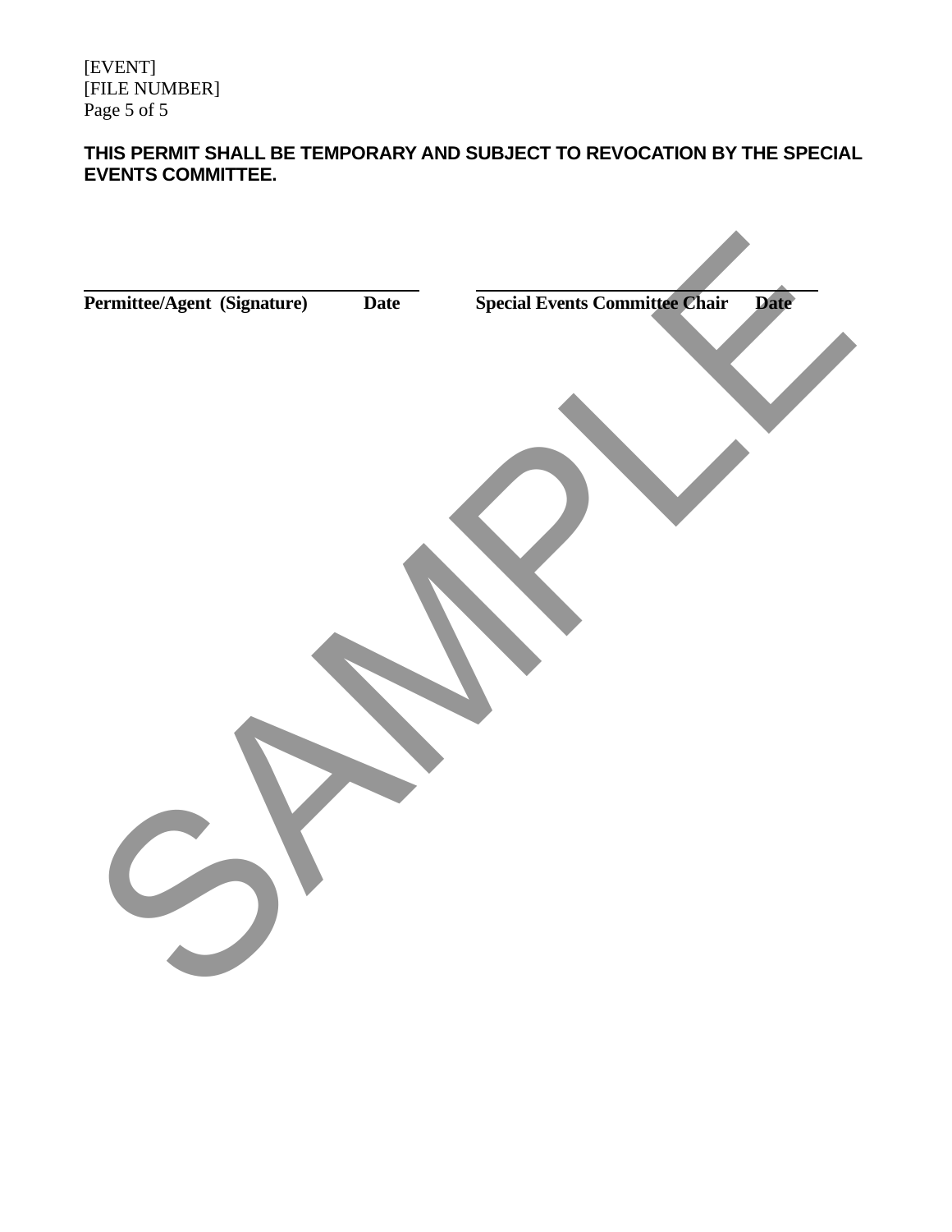**THIS PERMIT SHALL BE TEMPORARY AND SUBJECT TO REVOCATION BY THE SPECIAL EVENTS COMMITTEE.**

| | |
|---|---|
| ______________________________ | ______________________________ |
| **Permittee/Agent (Signature) Date** | **Special Events Committee Chair Date** |

SAMPLE